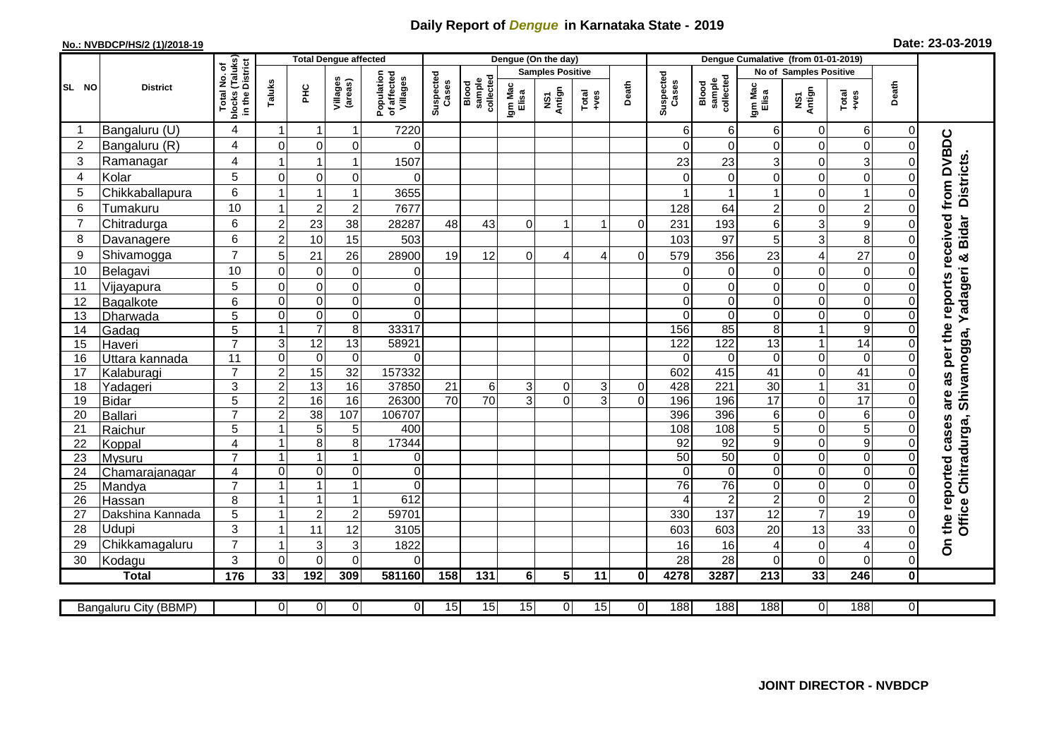# Daily Report of *Dengue* in Karnataka State - 2019

**No.: NVBDCP/HS/2 (1)/2018-19**

**Date: 23-03-2019**

| SL NO | District | Total No. of blocks (Taluks) in the District | Total Dengue affected | | | | Dengue (On the day) | | | | | | | Dengue Cumalative (from 01-01-2019) | | | | | | | |
|---|---|---|---|---|---|---|---|---|---|---|---|---|---|---|---|---|---|---|---|---|
| | | | Taluks | PHC | Villages (areas) | Population of affected Villages | Suspected Cases | Blood sample collected | Samples Positive | | | Death | Suspected Cases | Blood sample collected | No of Samples Positive | | | Death | |
| | | | | | | | | | Igm Mac Elisa | NS1 Antign | Total +ves | | | | Igm Mac Elisa | NS1 Antign | Total +ves | | |
| 1 | Bangaluru (U) | 4 | 1 | 1 | 1 | 7220 | | | | | | | 6 | 6 | 6 | 0 | 6 | 0 | On the reported cases are as per the reports received from DVBDC Office Chitradurga, Shivamogga, Yadageri & Bidar Districts. |
| 2 | Bangaluru (R) | 4 | 0 | 0 | 0 | 0 | | | | | | | 0 | 0 | 0 | 0 | 0 | 0 | |
| 3 | Ramanagar | 4 | 1 | 1 | 1 | 1507 | | | | | | | 23 | 23 | 3 | 0 | 3 | 0 | |
| 4 | Kolar | 5 | 0 | 0 | 0 | 0 | | | | | | | 0 | 0 | 0 | 0 | 0 | 0 | |
| 5 | Chikkaballapura | 6 | 1 | 1 | 1 | 3655 | | | | | | | 1 | 1 | 1 | 0 | 1 | 0 | |
| 6 | Tumakuru | 10 | 1 | 2 | 2 | 7677 | | | | | | | 128 | 64 | 2 | 0 | 2 | 0 | |
| 7 | Chitradurga | 6 | 2 | 23 | 38 | 28287 | 48 | 43 | 0 | 1 | 1 | 0 | 231 | 193 | 6 | 3 | 9 | 0 | |
| 8 | Davanagere | 6 | 2 | 10 | 15 | 503 | | | | | | | 103 | 97 | 5 | 3 | 8 | 0 | |
| 9 | Shivamogga | 7 | 5 | 21 | 26 | 28900 | 19 | 12 | 0 | 4 | 4 | 0 | 579 | 356 | 23 | 4 | 27 | 0 | |
| 10 | Belagavi | 10 | 0 | 0 | 0 | 0 | | | | | | | 0 | 0 | 0 | 0 | 0 | 0 | |
| 11 | Vijayapura | 5 | 0 | 0 | 0 | 0 | | | | | | | 0 | 0 | 0 | 0 | 0 | 0 | |
| 12 | Bagalkote | 6 | 0 | 0 | 0 | 0 | | | | | | | 0 | 0 | 0 | 0 | 0 | 0 | |
| 13 | Dharwada | 5 | 0 | 0 | 0 | 0 | | | | | | | 0 | 0 | 0 | 0 | 0 | 0 | |
| 14 | Gadag | 5 | 1 | 7 | 8 | 33317 | | | | | | | 156 | 85 | 8 | 1 | 9 | 0 | |
| 15 | Haveri | 7 | 3 | 12 | 13 | 58921 | | | | | | | 122 | 122 | 13 | 1 | 14 | 0 | |
| 16 | Uttara kannada | 11 | 0 | 0 | 0 | 0 | | | | | | | 0 | 0 | 0 | 0 | 0 | 0 | |
| 17 | Kalaburagi | 7 | 2 | 15 | 32 | 157332 | | | | | | | 602 | 415 | 41 | 0 | 41 | 0 | |
| 18 | Yadageri | 3 | 2 | 13 | 16 | 37850 | 21 | 6 | 3 | 0 | 3 | 0 | 428 | 221 | 30 | 1 | 31 | 0 | |
| 19 | Bidar | 5 | 2 | 16 | 16 | 26300 | 70 | 70 | 3 | 0 | 3 | 0 | 196 | 196 | 17 | 0 | 17 | 0 | |
| 20 | Ballari | 7 | 2 | 38 | 107 | 106707 | | | | | | | 396 | 396 | 6 | 0 | 6 | 0 | |
| 21 | Raichur | 5 | 1 | 5 | 5 | 400 | | | | | | | 108 | 108 | 5 | 0 | 5 | 0 | |
| 22 | Koppal | 4 | 1 | 8 | 8 | 17344 | | | | | | | 92 | 92 | 9 | 0 | 9 | 0 | |
| 23 | Mysuru | 7 | 1 | 1 | 1 | 0 | | | | | | | 50 | 50 | 0 | 0 | 0 | 0 | |
| 24 | Chamarajanagar | 4 | 0 | 0 | 0 | 0 | | | | | | | 0 | 0 | 0 | 0 | 0 | 0 | |
| 25 | Mandya | 7 | 1 | 1 | 1 | 0 | | | | | | | 76 | 76 | 0 | 0 | 0 | 0 | |
| 26 | Hassan | 8 | 1 | 1 | 1 | 612 | | | | | | | 4 | 2 | 2 | 0 | 2 | 0 | |
| 27 | Dakshina Kannada | 5 | 1 | 2 | 2 | 59701 | | | | | | | 330 | 137 | 12 | 7 | 19 | 0 | |
| 28 | Udupi | 3 | 1 | 11 | 12 | 3105 | | | | | | | 603 | 603 | 20 | 13 | 33 | 0 | |
| 29 | Chikkamagaluru | 7 | 1 | 3 | 3 | 1822 | | | | | | | 16 | 16 | 4 | 0 | 4 | 0 | |
| 30 | Kodagu | 3 | 0 | 0 | 0 | 0 | | | | | | | 28 | 28 | 0 | 0 | 0 | 0 | |
| | **Total** | **176** | **33** | **192** | **309** | **581160** | **158** | **131** | **6** | **5** | **11** | **0** | **4278** | **3287** | **213** | **33** | **246** | **0** | |

| Bangaluru City (BBMP) | | 0 | 0 | 0 | 0 | 15 | 15 | 15 | 0 | 15 | 0 | 188 | 188 | 188 | 0 | 188 | 0 |
|---|---|---|---|---|---|---|---|---|---|---|---|---|---|---|---|---|---|

**JOINT DIRECTOR - NVBDCP**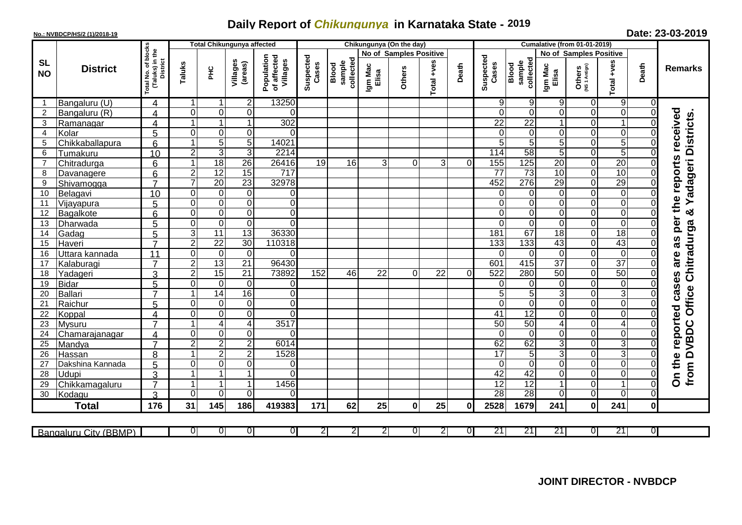# Daily Report of *Chikungunya* in Karnataka State - 2019

**No.: NVBDCP/HS/2 (1)/2018-19**

**Date: 23-03-2019**

| SL NO | District | Total No. of blocks (Taluks) in the District | Total Chikungunya affected | | | | Chikungunya (On the day) | | | | | | | Cumalative (from 01-01-2019) | | | | | | | Remarks |
|---|---|---|---|---|---|---|---|---|---|---|---|---|---|---|---|---|---|---|---|---|---|
| | | | Taluks | PHC | Villages (areas) | Population of affected Villages | Suspected Cases | Blood sample collected | No of Samples Positive | | | Death | Suspected Cases | Blood sample collected | No of Samples Positive | | | Death | |
| | | | | | | | | | Igm Mac Elisa | Others | Total +ves | | | | Igm Mac Elisa | Others (NS 1 Antign) | Total +ves | | |
| 1 | Bangaluru (U) | 4 | 1 | 1 | 2 | 13250 | | | | | | | 9 | 9 | 9 | 0 | 9 | 0 | On the reported cases are as per the reports received from DVBDC Office Chitradurga & Yadageri Districts. |
| 2 | Bangaluru (R) | 4 | 0 | 0 | 0 | 0 | | | | | | | 0 | 0 | 0 | 0 | 0 | 0 | |
| 3 | Ramanagar | 4 | 1 | 1 | 1 | 302 | | | | | | | 22 | 22 | 1 | 0 | 1 | 0 | |
| 4 | Kolar | 5 | 0 | 0 | 0 | 0 | | | | | | | 0 | 0 | 0 | 0 | 0 | 0 | |
| 5 | Chikkaballapura | 6 | 1 | 5 | 5 | 14021 | | | | | | | 5 | 5 | 5 | 0 | 5 | 0 | |
| 6 | Tumakuru | 10 | 2 | 3 | 3 | 2214 | | | | | | | 114 | 58 | 5 | 0 | 5 | 0 | |
| 7 | Chitradurga | 6 | 1 | 18 | 26 | 26416 | 19 | 16 | 3 | 0 | 3 | 0 | 155 | 125 | 20 | 0 | 20 | 0 | |
| 8 | Davanagere | 6 | 2 | 12 | 15 | 717 | | | | | | | 77 | 73 | 10 | 0 | 10 | 0 | |
| 9 | Shivamogga | 7 | 7 | 20 | 23 | 32978 | | | | | | | 452 | 276 | 29 | 0 | 29 | 0 | |
| 10 | Belagavi | 10 | 0 | 0 | 0 | 0 | | | | | | | 0 | 0 | 0 | 0 | 0 | 0 | |
| 11 | Vijayapura | 5 | 0 | 0 | 0 | 0 | | | | | | | 0 | 0 | 0 | 0 | 0 | 0 | |
| 12 | Bagalkote | 6 | 0 | 0 | 0 | 0 | | | | | | | 0 | 0 | 0 | 0 | 0 | 0 | |
| 13 | Dharwada | 5 | 0 | 0 | 0 | 0 | | | | | | | 0 | 0 | 0 | 0 | 0 | 0 | |
| 14 | Gadag | 5 | 3 | 11 | 13 | 36330 | | | | | | | 181 | 67 | 18 | 0 | 18 | 0 | |
| 15 | Haveri | 7 | 2 | 22 | 30 | 110318 | | | | | | | 133 | 133 | 43 | 0 | 43 | 0 | |
| 16 | Uttara kannada | 11 | 0 | 0 | 0 | 0 | | | | | | | 0 | 0 | 0 | 0 | 0 | 0 | |
| 17 | Kalaburagi | 7 | 2 | 13 | 21 | 96430 | | | | | | | 601 | 415 | 37 | 0 | 37 | 0 | |
| 18 | Yadageri | 3 | 2 | 15 | 21 | 73892 | 152 | 46 | 22 | 0 | 22 | 0 | 522 | 280 | 50 | 0 | 50 | 0 | |
| 19 | Bidar | 5 | 0 | 0 | 0 | 0 | | | | | | | 0 | 0 | 0 | 0 | 0 | 0 | |
| 20 | Ballari | 7 | 1 | 14 | 16 | 0 | | | | | | | 5 | 5 | 3 | 0 | 3 | 0 | |
| 21 | Raichur | 5 | 0 | 0 | 0 | 0 | | | | | | | 0 | 0 | 0 | 0 | 0 | 0 | |
| 22 | Koppal | 4 | 0 | 0 | 0 | 0 | | | | | | | 41 | 12 | 0 | 0 | 0 | 0 | |
| 23 | Mysuru | 7 | 1 | 4 | 4 | 3517 | | | | | | | 50 | 50 | 4 | 0 | 4 | 0 | |
| 24 | Chamarajanagar | 4 | 0 | 0 | 0 | 0 | | | | | | | 0 | 0 | 0 | 0 | 0 | 0 | |
| 25 | Mandya | 7 | 2 | 2 | 2 | 6014 | | | | | | | 62 | 62 | 3 | 0 | 3 | 0 | |
| 26 | Hassan | 8 | 1 | 2 | 2 | 1528 | | | | | | | 17 | 5 | 3 | 0 | 3 | 0 | |
| 27 | Dakshina Kannada | 5 | 0 | 0 | 0 | 0 | | | | | | | 0 | 0 | 0 | 0 | 0 | 0 | |
| 28 | Udupi | 3 | 1 | 1 | 1 | 0 | | | | | | | 42 | 42 | 0 | 0 | 0 | 0 | |
| 29 | Chikkamagaluru | 7 | 1 | 1 | 1 | 1456 | | | | | | | 12 | 12 | 1 | 0 | 1 | 0 | |
| 30 | Kodagu | 3 | 0 | 0 | 0 | 0 | | | | | | | 28 | 28 | 0 | 0 | 0 | 0 | |
| **Total** | | **176** | **31** | **145** | **186** | **419383** | **171** | **62** | **25** | **0** | **25** | **0** | **2528** | **1679** | **241** | **0** | **241** | **0** | |

| | | | | | | | | | | | | | | | | | | |
|---|---|---|---|---|---|---|---|---|---|---|---|---|---|---|---|---|---|---|
| Bangaluru City (BBMP) | | 0 | 0 | 0 | 0 | 2 | 2 | 2 | 0 | 2 | 0 | 21 | 21 | 21 | 0 | 21 | 0 | |

**JOINT DIRECTOR - NVBDCP**